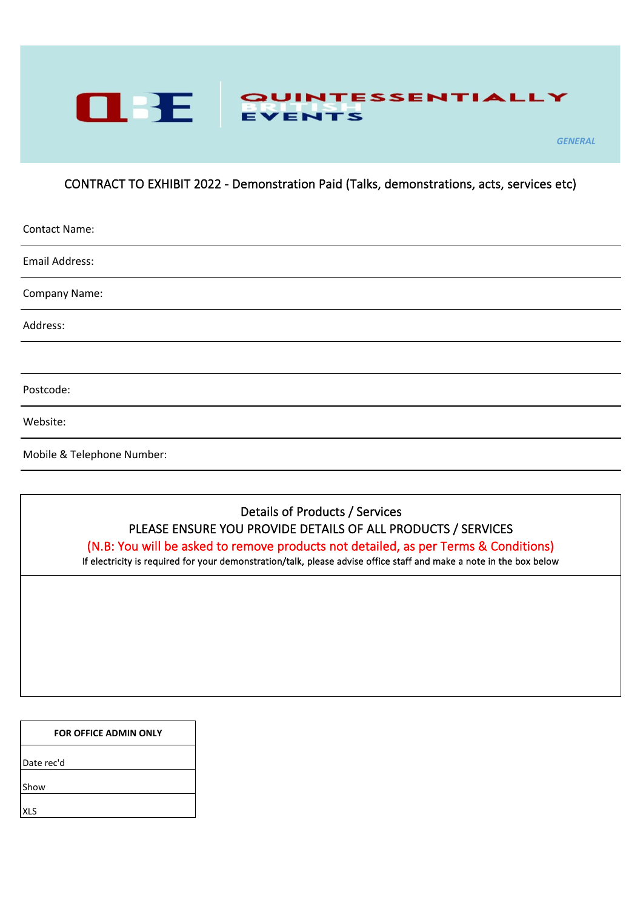QBE | QUINTESSENTIALLY BRITISH EVENTS

*GENERAL*

## CONTRACT TO EXHIBIT 2022 - Demonstration Paid (Talks, demonstrations, acts, services etc)

Contact Name:

Email Address:

Company Name:

Address:

Postcode:

Website:

Mobile & Telephone Number:

### Details of Products / Services

PLEASE ENSURE YOU PROVIDE DETAILS OF ALL PRODUCTS / SERVICES

(N.B: You will be asked to remove products not detailed, as per Terms & Conditions)

If electricity is required for your demonstration/talk, please advise office staff and make a note in the box below

| FOR OFFICE ADMIN ONLY |
|---|
| Date rec'd |
| Show |
| XLS |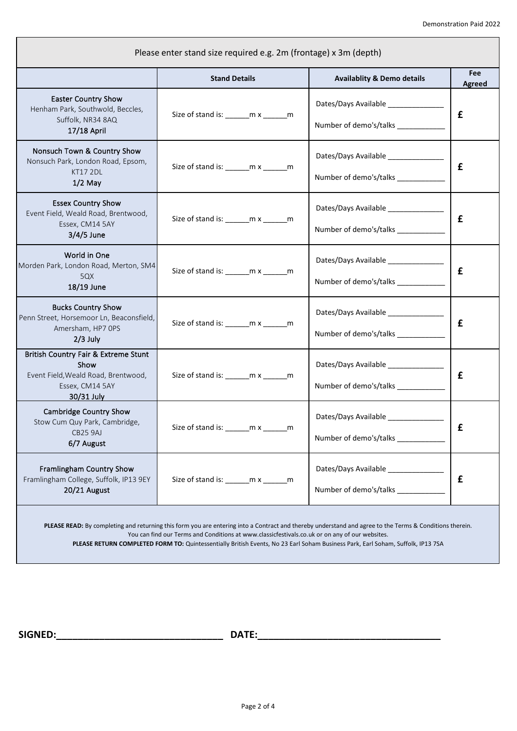Please enter stand size required e.g. 2m (frontage) x 3m (depth)

| | Stand Details | Availablity & Demo details | Fee Agreed |
|---|---|---|---|
| **Easter Country Show**<br>Henham Park, Southwold, Beccles, Suffolk, NR34 8AQ<br>**17/18 April** | Size of stand is: ______m x ______m | Dates/Days Available ______________<br>Number of demo's/talks ____________ | **£** |
| **Nonsuch Town & Country Show**<br>Nonsuch Park, London Road, Epsom, KT17 2DL<br>**1/2 May** | Size of stand is: ______m x ______m | Dates/Days Available ______________<br>Number of demo's/talks ____________ | **£** |
| **Essex Country Show**<br>Event Field, Weald Road, Brentwood, Essex, CM14 5AY<br>**3/4/5 June** | Size of stand is: ______m x ______m | Dates/Days Available ______________<br>Number of demo's/talks ____________ | **£** |
| **World in One**<br>Morden Park, London Road, Merton, SM4 5QX<br>**18/19 June** | Size of stand is: ______m x ______m | Dates/Days Available ______________<br>Number of demo's/talks ____________ | **£** |
| **Bucks Country Show**<br>Penn Street, Horsemoor Ln, Beaconsfield, Amersham, HP7 0PS<br>**2/3 July** | Size of stand is: ______m x ______m | Dates/Days Available ______________<br>Number of demo's/talks ____________ | **£** |
| **British Country Fair & Extreme Stunt Show**<br>Event Field,Weald Road, Brentwood, Essex, CM14 5AY<br>**30/31 July** | Size of stand is: ______m x ______m | Dates/Days Available ______________<br>Number of demo's/talks ____________ | **£** |
| **Cambridge Country Show**<br>Stow Cum Quy Park, Cambridge, CB25 9AJ<br>**6/7 August** | Size of stand is: ______m x ______m | Dates/Days Available ______________<br>Number of demo's/talks ____________ | **£** |
| **Framlingham Country Show**<br>Framlingham College, Suffolk, IP13 9EY<br>**20/21 August** | Size of stand is: ______m x ______m | Dates/Days Available ______________<br>Number of demo's/talks ____________ | **£** |

**PLEASE READ:** By completing and returning this form you are entering into a Contract and thereby understand and agree to the Terms & Conditions therein. You can find our Terms and Conditions at www.classicfestivals.co.uk or on any of our websites.

**PLEASE RETURN COMPLETED FORM TO:** Quintessentially British Events, No 23 Earl Soham Business Park, Earl Soham, Suffolk, IP13 7SA

**SIGNED:**_______________________________ **DATE:**_________________________________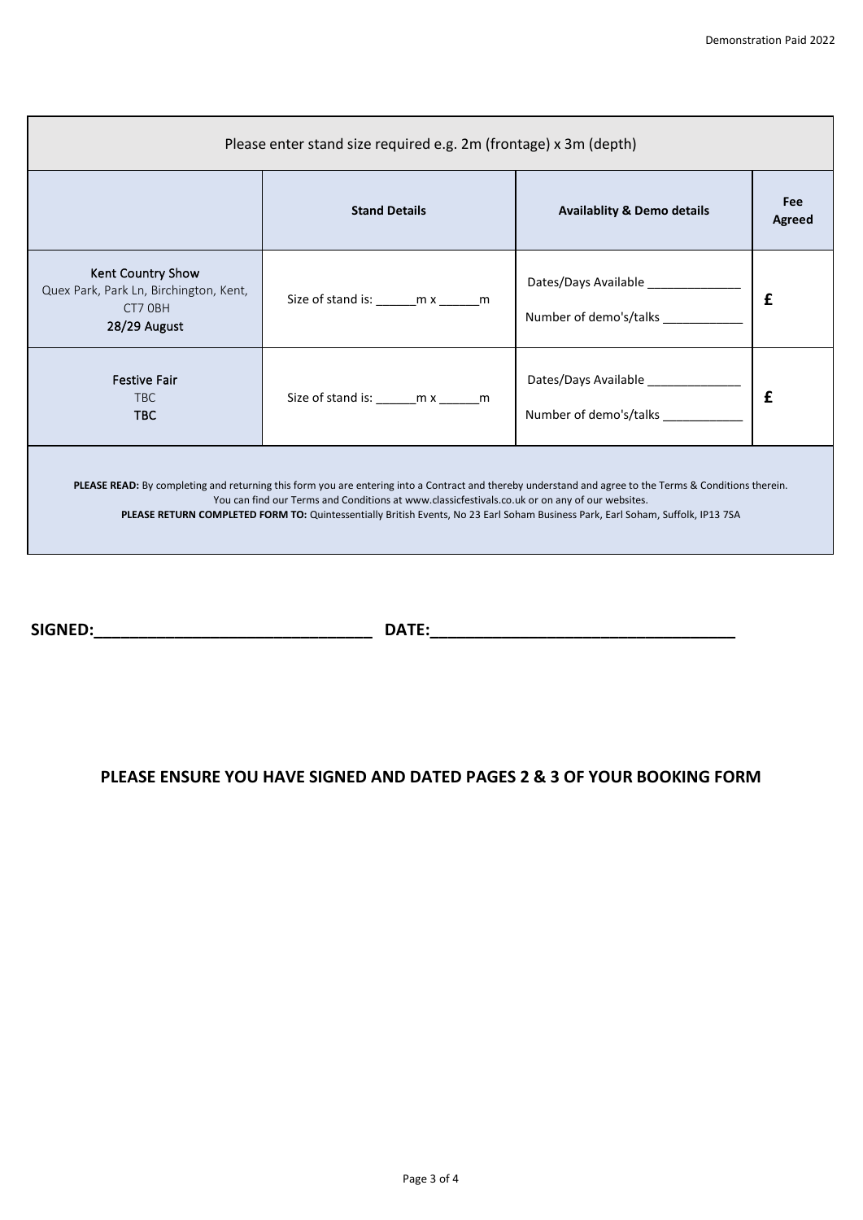| Please enter stand size required e.g. 2m (frontage) x 3m (depth) | | | |
|---|---|---|---|
| | **Stand Details** | **Availablity & Demo details** | **Fee Agreed** |
| Kent Country Show<br>Quex Park, Park Ln, Birchington, Kent, CT7 0BH<br>28/29 August | Size of stand is: ______m x ______m | Dates/Days Available ______________<br>Number of demo's/talks ____________ | £ |
| Festive Fair<br>TBC<br>TBC | Size of stand is: ______m x ______m | Dates/Days Available ______________<br>Number of demo's/talks ____________ | £ |

**PLEASE READ:** By completing and returning this form you are entering into a Contract and thereby understand and agree to the Terms & Conditions therein. You can find our Terms and Conditions at www.classicfestivals.co.uk or on any of our websites.
**PLEASE RETURN COMPLETED FORM TO:** Quintessentially British Events, No 23 Earl Soham Business Park, Earl Soham, Suffolk, IP13 7SA

**SIGNED:_______________________________ DATE:_________________________________**

**PLEASE ENSURE YOU HAVE SIGNED AND DATED PAGES 2 & 3 OF YOUR BOOKING FORM**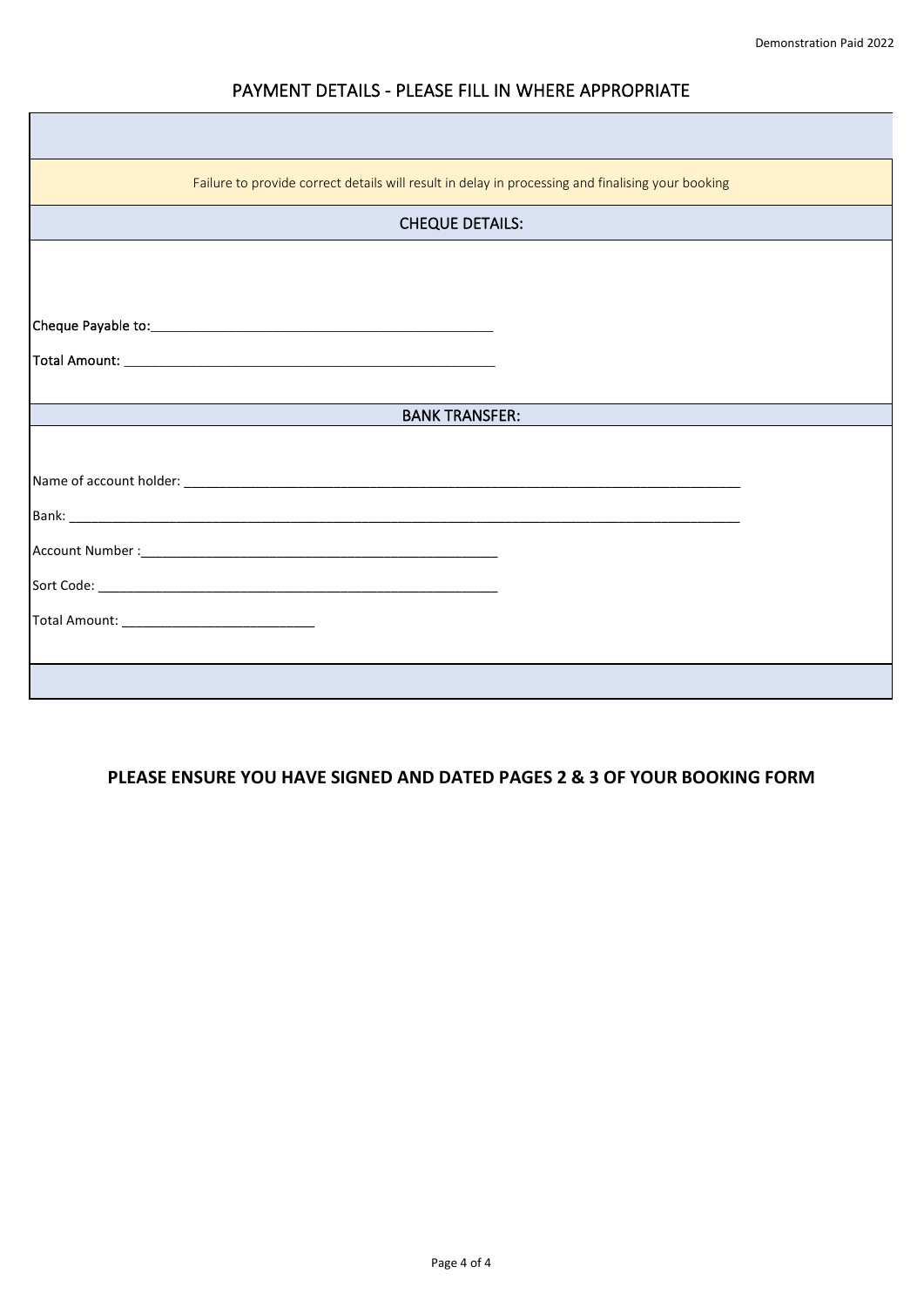## PAYMENT DETAILS - PLEASE FILL IN WHERE APPROPRIATE

Failure to provide correct details will result in delay in processing and finalising your booking

### CHEQUE DETAILS:

Cheque Payable to:_______________________________________________

Total Amount: ___________________________________________________

### BANK TRANSFER:

Name of account holder: _________________________________________________________________________

Bank: ______________________________________________________________________________________

Account Number :_________________________________________________

Sort Code: _____________________________________________________

Total Amount: __________________________

**PLEASE ENSURE YOU HAVE SIGNED AND DATED PAGES 2 & 3 OF YOUR BOOKING FORM**